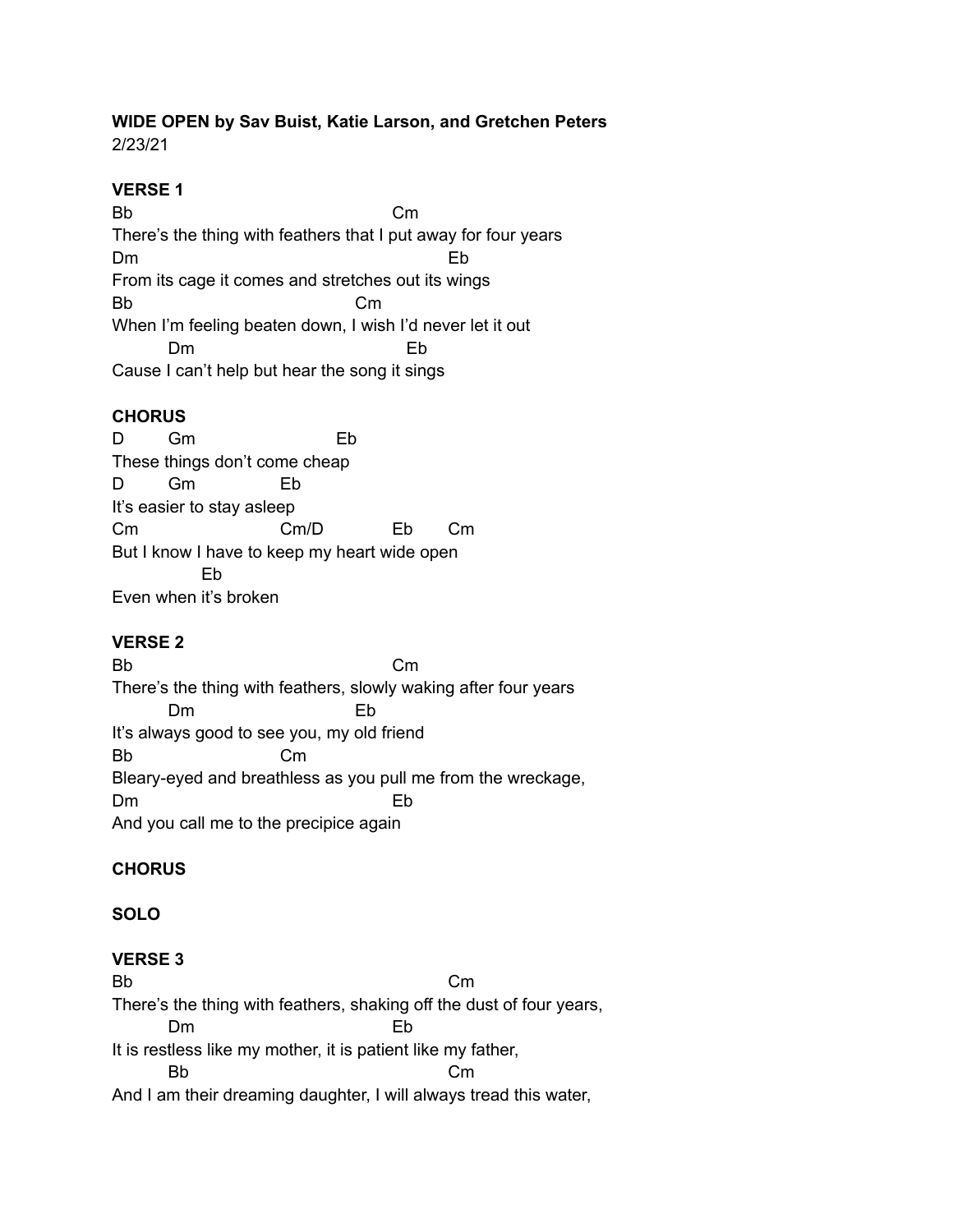**WIDE OPEN by Sav Buist, Katie Larson, and Gretchen Peters**
2/23/21

**VERSE 1**

```
Bb                                          Cm
There's the thing with feathers that I put away for four years
Dm                                                  Eb
From its cage it comes and stretches out its wings
Bb                                    Cm
When I'm feeling beaten down, I wish I'd never let it out
          Dm                                   Eb
Cause I can't help but hear the song it sings
```

**CHORUS**

```
D         Gm                          Eb
These things don't come cheap
D         Gm                 Eb
It's easier to stay asleep
Cm                          Cm/D              Eb       Cm
But I know I have to keep my heart wide open
              Eb
Even when it's broken
```

**VERSE 2**

```
Bb                                          Cm
There's the thing with feathers, slowly waking after four years
          Dm                             Eb
It's always good to see you, my old friend
Bb                        Cm
Bleary-eyed and breathless as you pull me from the wreckage,
Dm                                          Eb
And you call me to the precipice again
```

**CHORUS**

**SOLO**

**VERSE 3**

```
Bb                                                    Cm
There's the thing with feathers, shaking off the dust of four years,
          Dm                                    Eb
It is restless like my mother, it is patient like my father,
          Bb                                          Cm
And I am their dreaming daughter, I will always tread this water,
```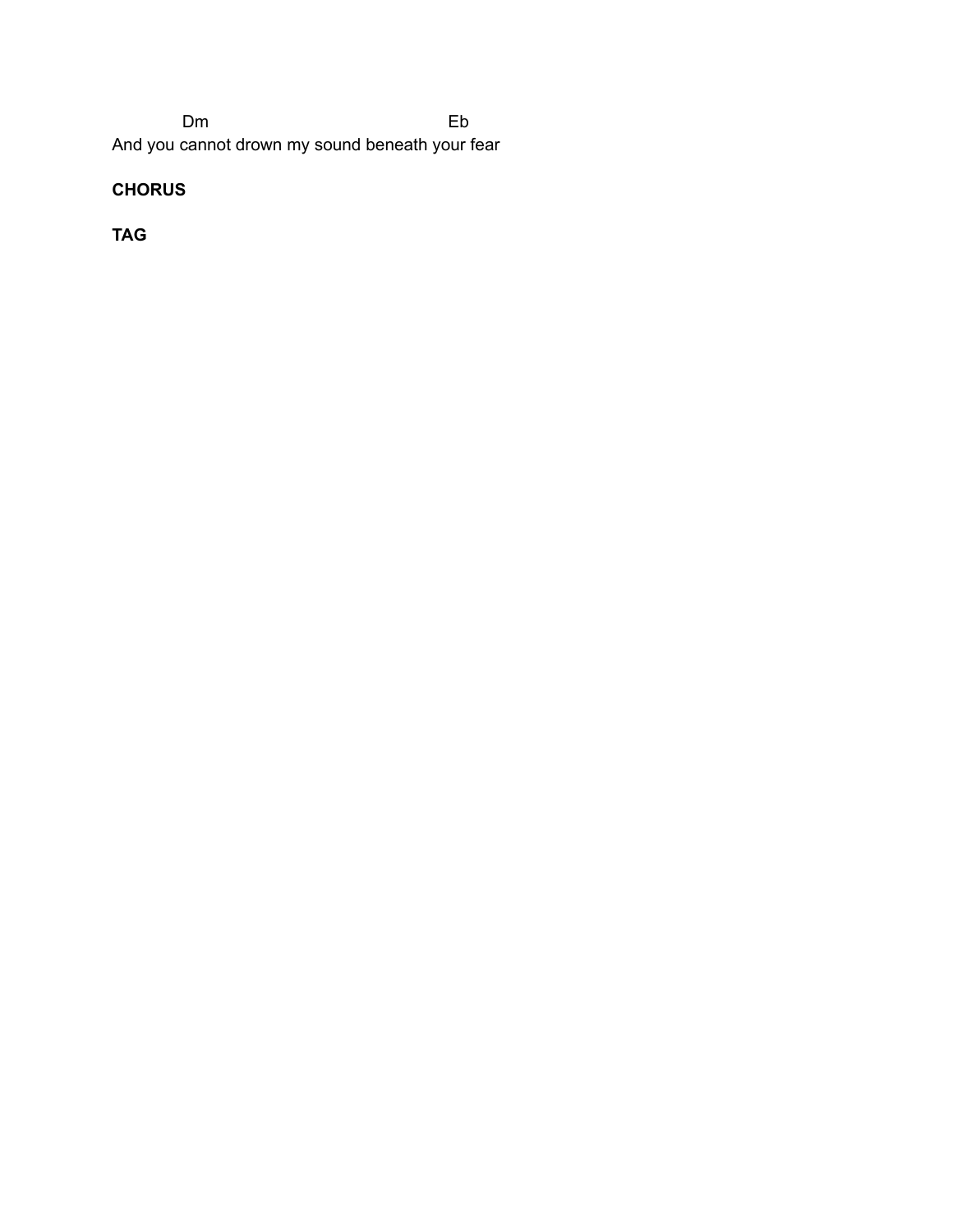```
          Dm                                    Eb
And you cannot drown my sound beneath your fear
```

**CHORUS**

**TAG**